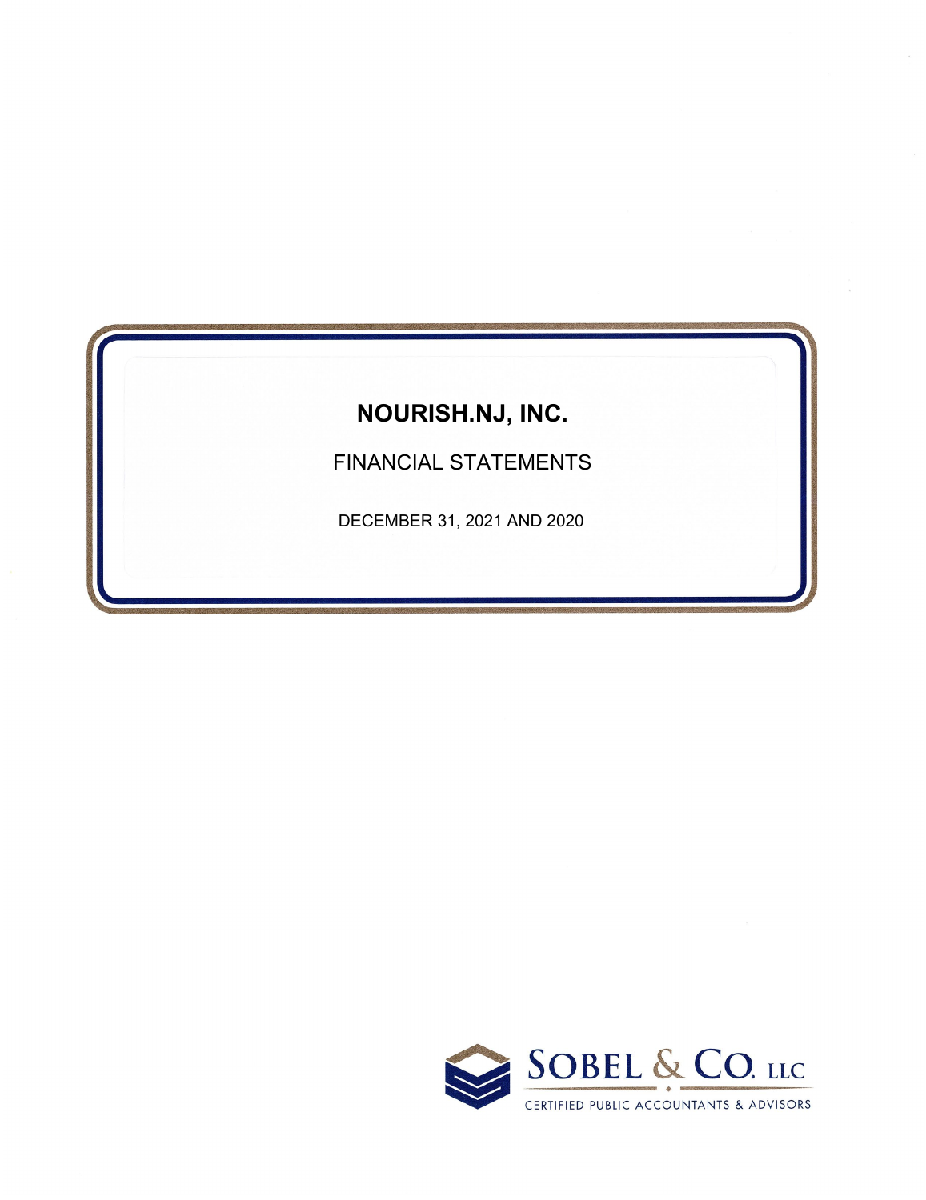# NOURISH.NJ, INC.

## FINANCIAL STATEMENTS

DECEMBER 31, 2021 AND 2020

SOBEL & CO. LLC

CERTIFIED PUBLIC ACCOUNTANTS & ADVISORS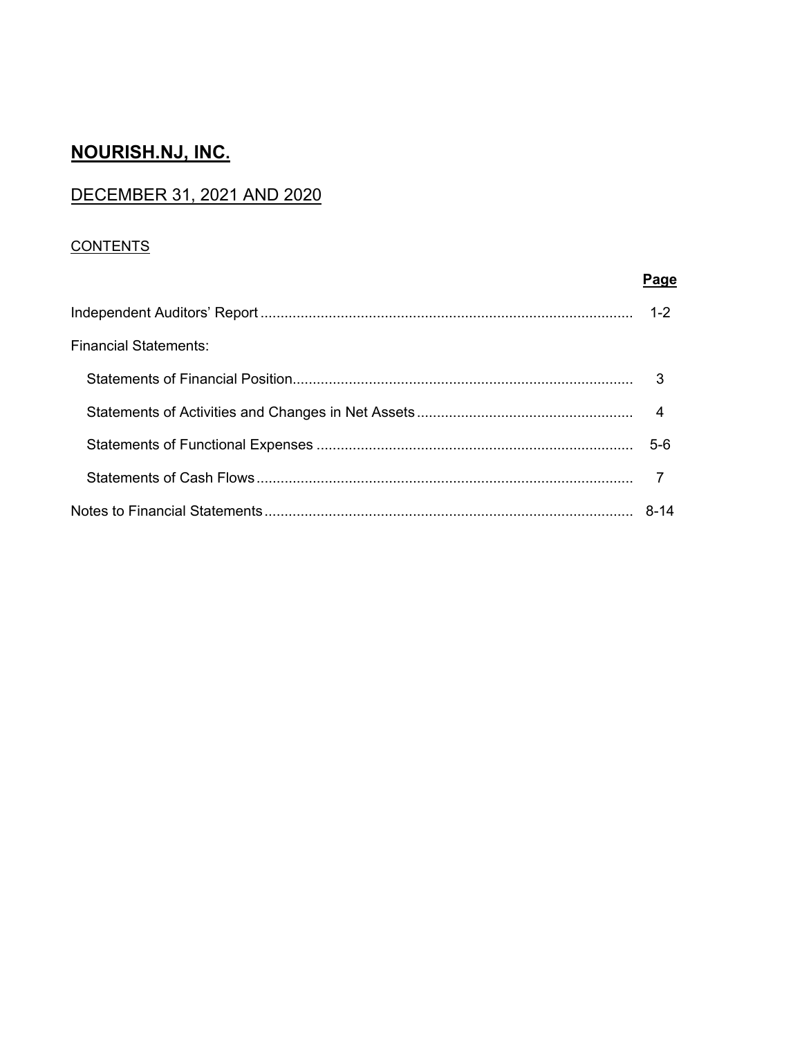# NOURISH.NJ, INC.

## DECEMBER 31, 2021 AND 2020

CONTENTS

| | Page |
|---|---|
| Independent Auditors' Report | 1-2 |
| Financial Statements: | |
| Statements of Financial Position | 3 |
| Statements of Activities and Changes in Net Assets | 4 |
| Statements of Functional Expenses | 5-6 |
| Statements of Cash Flows | 7 |
| Notes to Financial Statements | 8-14 |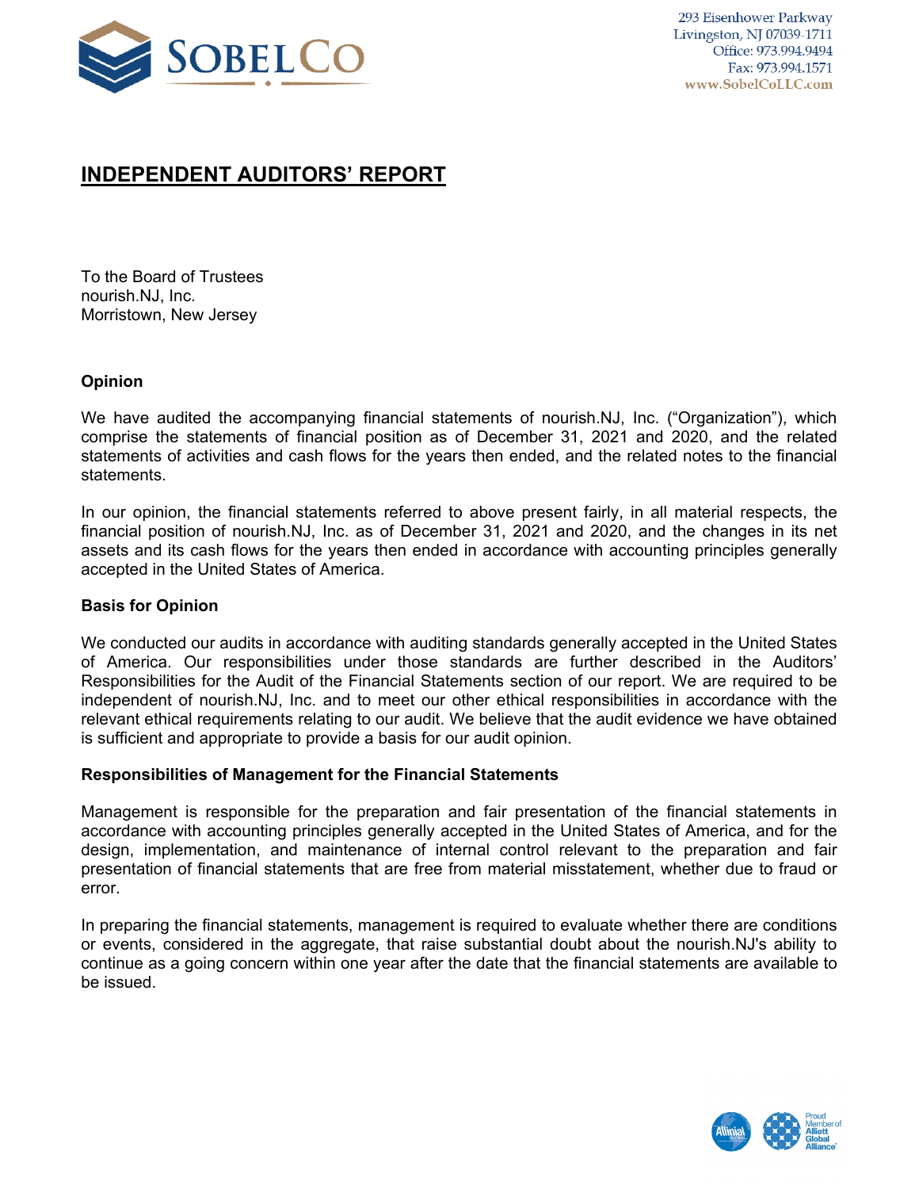# INDEPENDENT AUDITORS' REPORT

To the Board of Trustees
nourish.NJ, Inc.
Morristown, New Jersey

### Opinion

We have audited the accompanying financial statements of nourish.NJ, Inc. ("Organization"), which comprise the statements of financial position as of December 31, 2021 and 2020, and the related statements of activities and cash flows for the years then ended, and the related notes to the financial statements.

In our opinion, the financial statements referred to above present fairly, in all material respects, the financial position of nourish.NJ, Inc. as of December 31, 2021 and 2020, and the changes in its net assets and its cash flows for the years then ended in accordance with accounting principles generally accepted in the United States of America.

### Basis for Opinion

We conducted our audits in accordance with auditing standards generally accepted in the United States of America. Our responsibilities under those standards are further described in the Auditors' Responsibilities for the Audit of the Financial Statements section of our report. We are required to be independent of nourish.NJ, Inc. and to meet our other ethical responsibilities in accordance with the relevant ethical requirements relating to our audit. We believe that the audit evidence we have obtained is sufficient and appropriate to provide a basis for our audit opinion.

### Responsibilities of Management for the Financial Statements

Management is responsible for the preparation and fair presentation of the financial statements in accordance with accounting principles generally accepted in the United States of America, and for the design, implementation, and maintenance of internal control relevant to the preparation and fair presentation of financial statements that are free from material misstatement, whether due to fraud or error.

In preparing the financial statements, management is required to evaluate whether there are conditions or events, considered in the aggregate, that raise substantial doubt about the nourish.NJ's ability to continue as a going concern within one year after the date that the financial statements are available to be issued.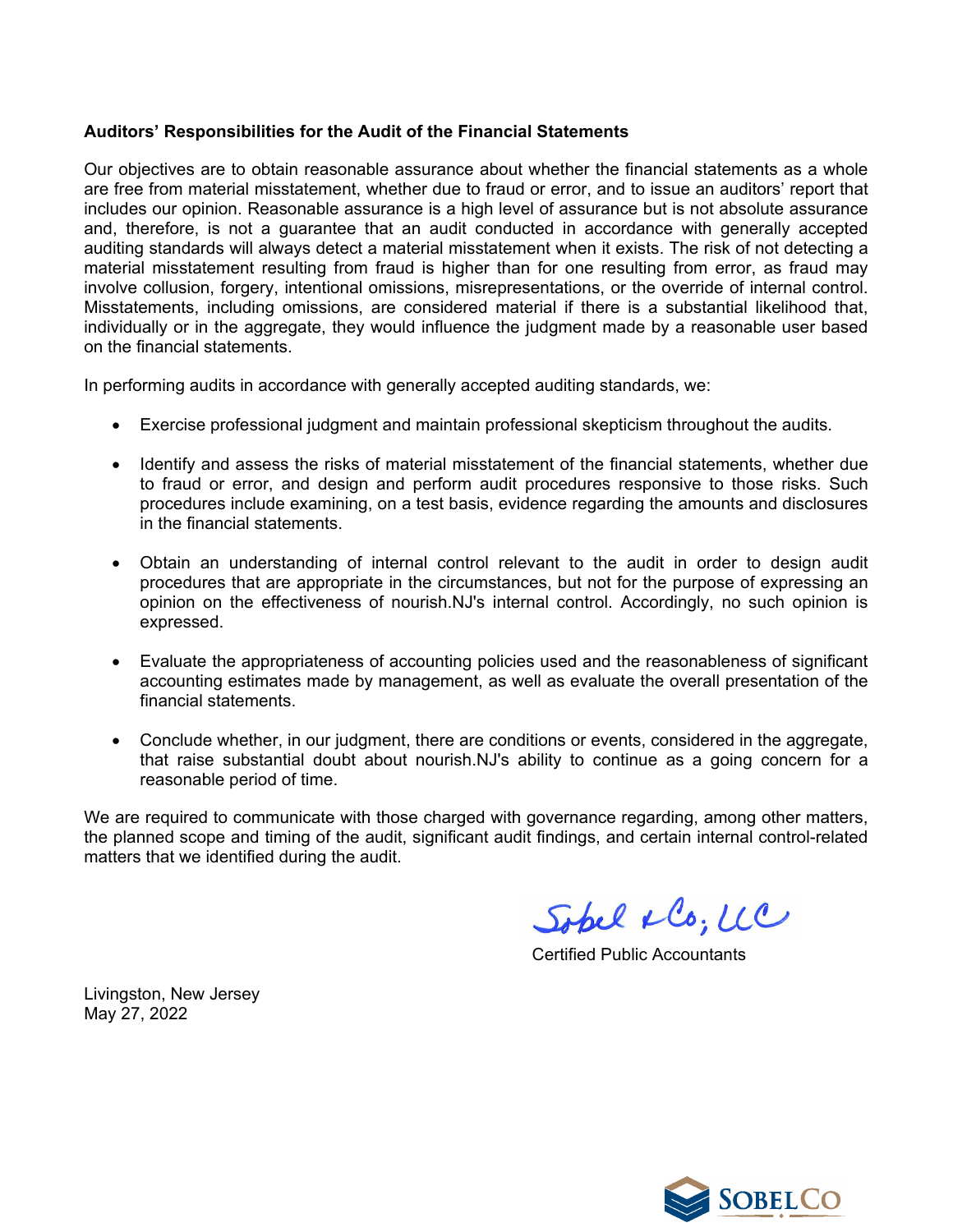**Auditors' Responsibilities for the Audit of the Financial Statements**

Our objectives are to obtain reasonable assurance about whether the financial statements as a whole are free from material misstatement, whether due to fraud or error, and to issue an auditors' report that includes our opinion. Reasonable assurance is a high level of assurance but is not absolute assurance and, therefore, is not a guarantee that an audit conducted in accordance with generally accepted auditing standards will always detect a material misstatement when it exists. The risk of not detecting a material misstatement resulting from fraud is higher than for one resulting from error, as fraud may involve collusion, forgery, intentional omissions, misrepresentations, or the override of internal control. Misstatements, including omissions, are considered material if there is a substantial likelihood that, individually or in the aggregate, they would influence the judgment made by a reasonable user based on the financial statements.

In performing audits in accordance with generally accepted auditing standards, we:

- Exercise professional judgment and maintain professional skepticism throughout the audits.

- Identify and assess the risks of material misstatement of the financial statements, whether due to fraud or error, and design and perform audit procedures responsive to those risks. Such procedures include examining, on a test basis, evidence regarding the amounts and disclosures in the financial statements.

- Obtain an understanding of internal control relevant to the audit in order to design audit procedures that are appropriate in the circumstances, but not for the purpose of expressing an opinion on the effectiveness of nourish.NJ's internal control. Accordingly, no such opinion is expressed.

- Evaluate the appropriateness of accounting policies used and the reasonableness of significant accounting estimates made by management, as well as evaluate the overall presentation of the financial statements.

- Conclude whether, in our judgment, there are conditions or events, considered in the aggregate, that raise substantial doubt about nourish.NJ's ability to continue as a going concern for a reasonable period of time.

We are required to communicate with those charged with governance regarding, among other matters, the planned scope and timing of the audit, significant audit findings, and certain internal control-related matters that we identified during the audit.

Sobel & Co., LLC

Certified Public Accountants

Livingston, New Jersey
May 27, 2022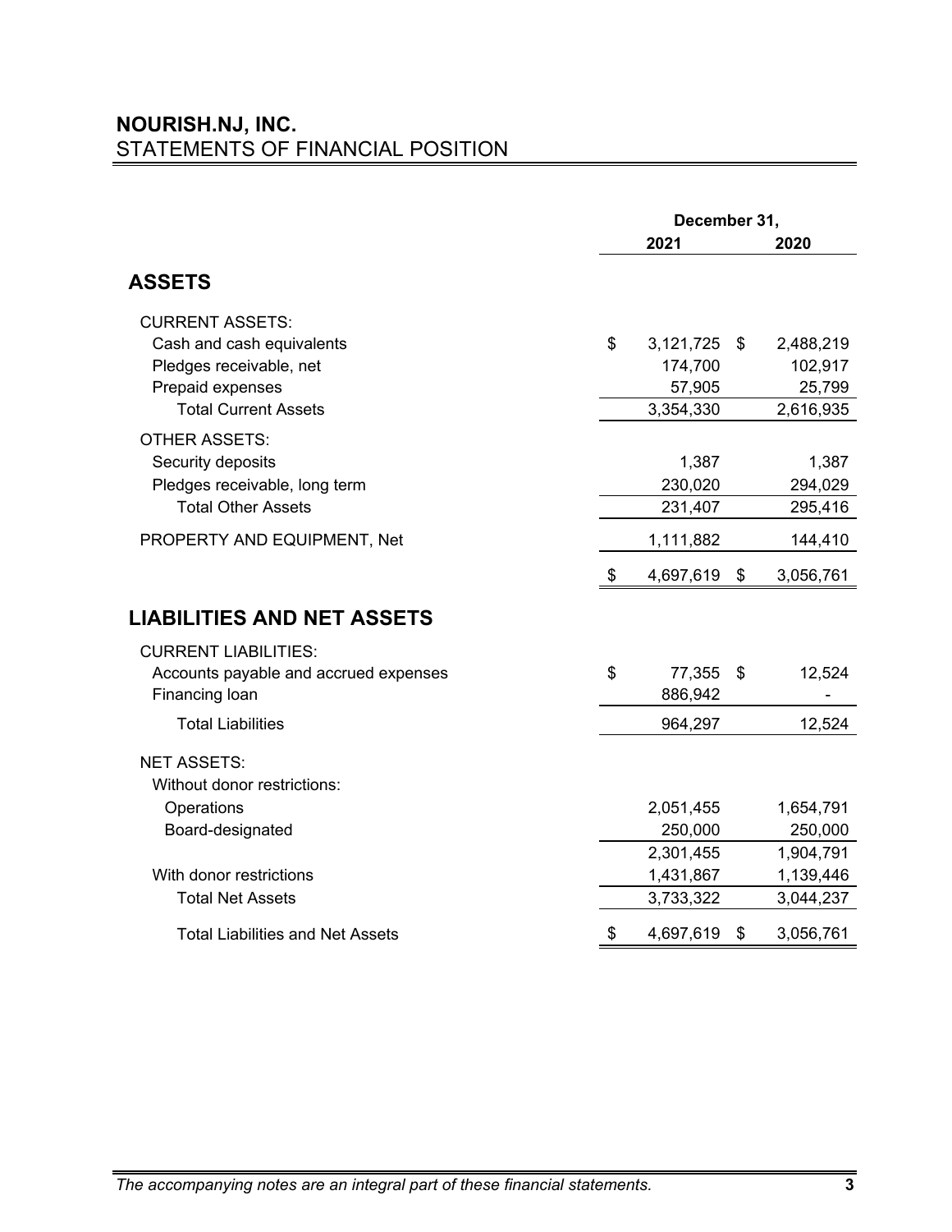# NOURISH.NJ, INC.

## STATEMENTS OF FINANCIAL POSITION

| | December 31, | |
|---|---|---|
| | 2021 | 2020 |
| **ASSETS** | | |
| CURRENT ASSETS: | | |
| Cash and cash equivalents | $ 3,121,725 | $ 2,488,219 |
| Pledges receivable, net | 174,700 | 102,917 |
| Prepaid expenses | 57,905 | 25,799 |
| Total Current Assets | 3,354,330 | 2,616,935 |
| OTHER ASSETS: | | |
| Security deposits | 1,387 | 1,387 |
| Pledges receivable, long term | 230,020 | 294,029 |
| Total Other Assets | 231,407 | 295,416 |
| PROPERTY AND EQUIPMENT, Net | 1,111,882 | 144,410 |
| | $ 4,697,619 | $ 3,056,761 |
| **LIABILITIES AND NET ASSETS** | | |
| CURRENT LIABILITIES: | | |
| Accounts payable and accrued expenses | $ 77,355 | $ 12,524 |
| Financing loan | 886,942 | - |
| Total Liabilities | 964,297 | 12,524 |
| NET ASSETS: | | |
| Without donor restrictions: | | |
| Operations | 2,051,455 | 1,654,791 |
| Board-designated | 250,000 | 250,000 |
| | 2,301,455 | 1,904,791 |
| With donor restrictions | 1,431,867 | 1,139,446 |
| Total Net Assets | 3,733,322 | 3,044,237 |
| Total Liabilities and Net Assets | $ 4,697,619 | $ 3,056,761 |

*The accompanying notes are an integral part of these financial statements.*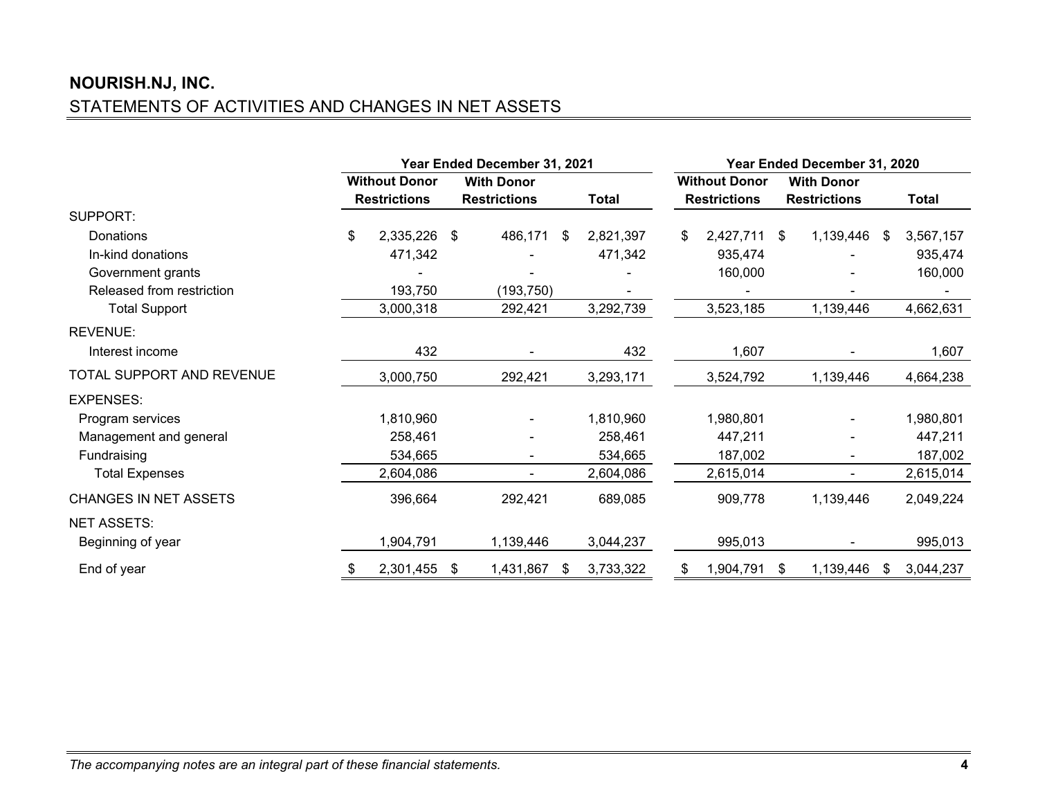# NOURISH.NJ, INC.

## STATEMENTS OF ACTIVITIES AND CHANGES IN NET ASSETS

| | Year Ended December 31, 2021 | | | Year Ended December 31, 2020 | | |
|---|---|---|---|---|---|---|
| | Without Donor Restrictions | With Donor Restrictions | Total | Without Donor Restrictions | With Donor Restrictions | Total |
| SUPPORT: | | | | | | |
| Donations | $ 2,335,226 | $ 486,171 | $ 2,821,397 | $ 2,427,711 | $ 1,139,446 | $ 3,567,157 |
| In-kind donations | 471,342 | - | 471,342 | 935,474 | - | 935,474 |
| Government grants | - | - | - | 160,000 | - | 160,000 |
| Released from restriction | 193,750 | (193,750) | - | - | - | - |
| Total Support | 3,000,318 | 292,421 | 3,292,739 | 3,523,185 | 1,139,446 | 4,662,631 |
| REVENUE: | | | | | | |
| Interest income | 432 | - | 432 | 1,607 | - | 1,607 |
| TOTAL SUPPORT AND REVENUE | 3,000,750 | 292,421 | 3,293,171 | 3,524,792 | 1,139,446 | 4,664,238 |
| EXPENSES: | | | | | | |
| Program services | 1,810,960 | - | 1,810,960 | 1,980,801 | - | 1,980,801 |
| Management and general | 258,461 | - | 258,461 | 447,211 | - | 447,211 |
| Fundraising | 534,665 | - | 534,665 | 187,002 | - | 187,002 |
| Total Expenses | 2,604,086 | - | 2,604,086 | 2,615,014 | - | 2,615,014 |
| CHANGES IN NET ASSETS | 396,664 | 292,421 | 689,085 | 909,778 | 1,139,446 | 2,049,224 |
| NET ASSETS: | | | | | | |
| Beginning of year | 1,904,791 | 1,139,446 | 3,044,237 | 995,013 | - | 995,013 |
| End of year | $ 2,301,455 | $ 1,431,867 | $ 3,733,322 | $ 1,904,791 | $ 1,139,446 | $ 3,044,237 |

*The accompanying notes are an integral part of these financial statements.*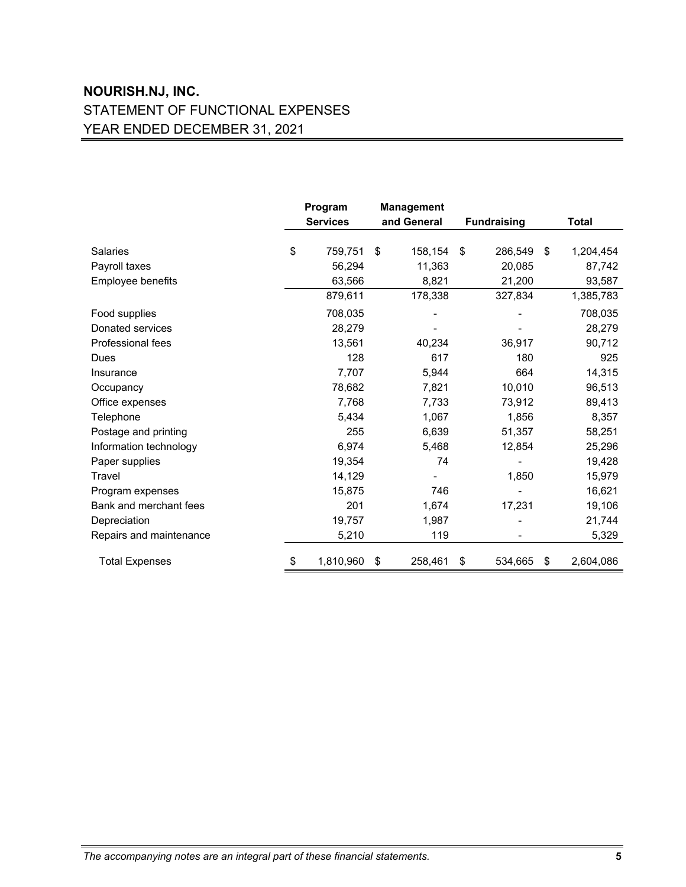# NOURISH.NJ, INC.

## STATEMENT OF FUNCTIONAL EXPENSES

## YEAR ENDED DECEMBER 31, 2021

| | Program Services | Management and General | Fundraising | Total |
|---|---|---|---|---|
| Salaries | $ 759,751 | $ 158,154 | $ 286,549 | $ 1,204,454 |
| Payroll taxes | 56,294 | 11,363 | 20,085 | 87,742 |
| Employee benefits | 63,566 | 8,821 | 21,200 | 93,587 |
| | 879,611 | 178,338 | 327,834 | 1,385,783 |
| Food supplies | 708,035 | - | - | 708,035 |
| Donated services | 28,279 | - | - | 28,279 |
| Professional fees | 13,561 | 40,234 | 36,917 | 90,712 |
| Dues | 128 | 617 | 180 | 925 |
| Insurance | 7,707 | 5,944 | 664 | 14,315 |
| Occupancy | 78,682 | 7,821 | 10,010 | 96,513 |
| Office expenses | 7,768 | 7,733 | 73,912 | 89,413 |
| Telephone | 5,434 | 1,067 | 1,856 | 8,357 |
| Postage and printing | 255 | 6,639 | 51,357 | 58,251 |
| Information technology | 6,974 | 5,468 | 12,854 | 25,296 |
| Paper supplies | 19,354 | 74 | - | 19,428 |
| Travel | 14,129 | - | 1,850 | 15,979 |
| Program expenses | 15,875 | 746 | - | 16,621 |
| Bank and merchant fees | 201 | 1,674 | 17,231 | 19,106 |
| Depreciation | 19,757 | 1,987 | - | 21,744 |
| Repairs and maintenance | 5,210 | 119 | - | 5,329 |
| Total Expenses | $ 1,810,960 | $ 258,461 | $ 534,665 | $ 2,604,086 |

*The accompanying notes are an integral part of these financial statements.*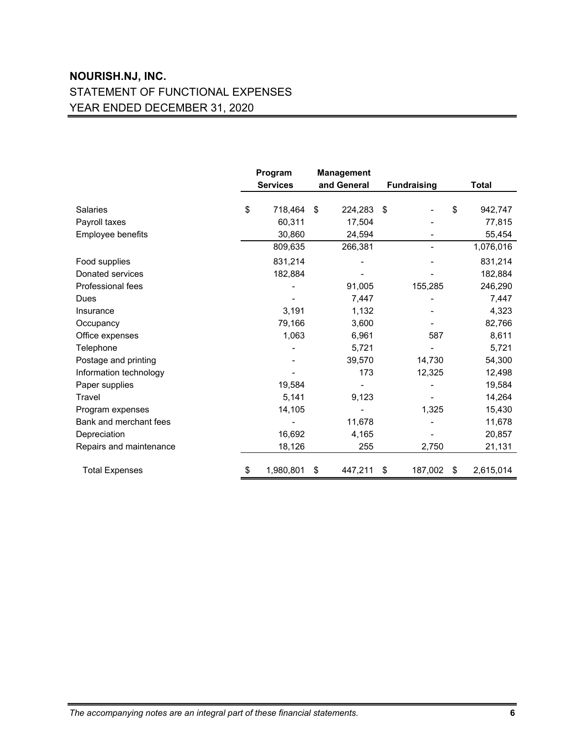# NOURISH.NJ, INC.

## STATEMENT OF FUNCTIONAL EXPENSES

## YEAR ENDED DECEMBER 31, 2020

| | Program Services | Management and General | Fundraising | Total |
|---|---|---|---|---|
| Salaries | $ 718,464 | $ 224,283 | $ - | $ 942,747 |
| Payroll taxes | 60,311 | 17,504 | - | 77,815 |
| Employee benefits | 30,860 | 24,594 | - | 55,454 |
| | 809,635 | 266,381 | - | 1,076,016 |
| Food supplies | 831,214 | - | - | 831,214 |
| Donated services | 182,884 | - | - | 182,884 |
| Professional fees | - | 91,005 | 155,285 | 246,290 |
| Dues | - | 7,447 | - | 7,447 |
| Insurance | 3,191 | 1,132 | - | 4,323 |
| Occupancy | 79,166 | 3,600 | - | 82,766 |
| Office expenses | 1,063 | 6,961 | 587 | 8,611 |
| Telephone | - | 5,721 | - | 5,721 |
| Postage and printing | - | 39,570 | 14,730 | 54,300 |
| Information technology | - | 173 | 12,325 | 12,498 |
| Paper supplies | 19,584 | - | - | 19,584 |
| Travel | 5,141 | 9,123 | - | 14,264 |
| Program expenses | 14,105 | - | 1,325 | 15,430 |
| Bank and merchant fees | - | 11,678 | - | 11,678 |
| Depreciation | 16,692 | 4,165 | - | 20,857 |
| Repairs and maintenance | 18,126 | 255 | 2,750 | 21,131 |
| Total Expenses | $ 1,980,801 | $ 447,211 | $ 187,002 | $ 2,615,014 |

*The accompanying notes are an integral part of these financial statements.*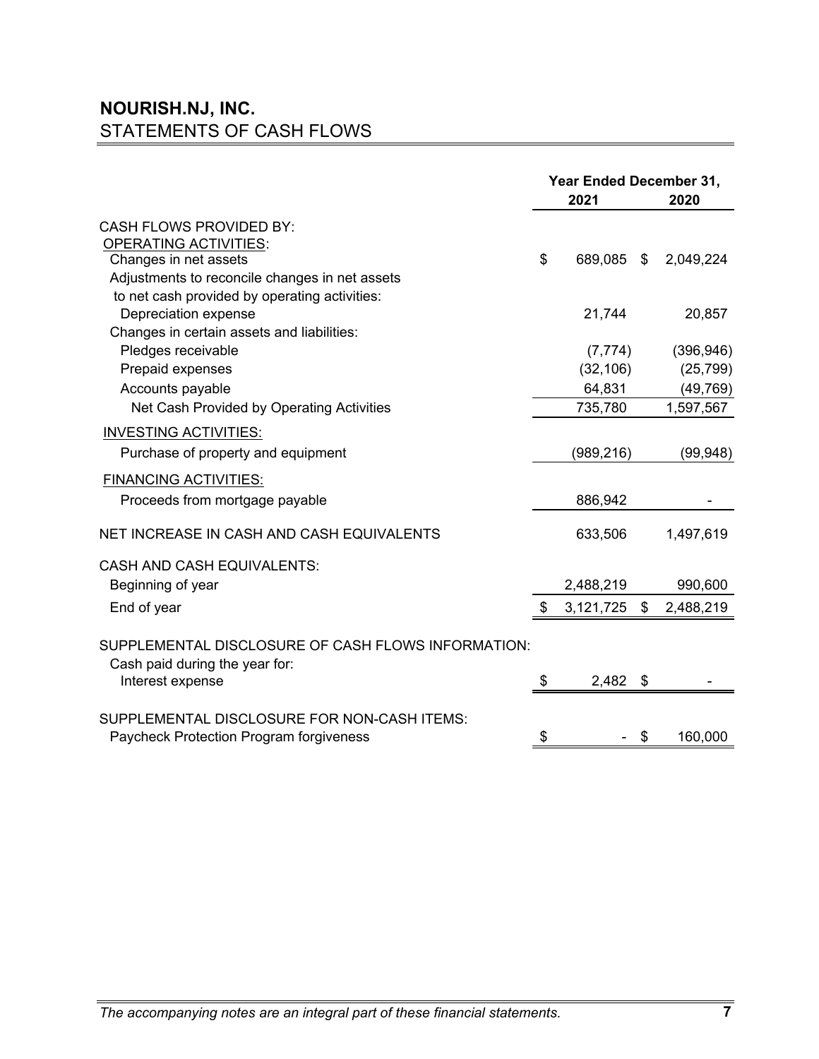# NOURISH.NJ, INC.

## STATEMENTS OF CASH FLOWS

| | Year Ended December 31, | |
|---|---|---|
| | 2021 | 2020 |
| CASH FLOWS PROVIDED BY: | | |
| OPERATING ACTIVITIES: | | |
| Changes in net assets | $ 689,085 | $ 2,049,224 |
| Adjustments to reconcile changes in net assets to net cash provided by operating activities: | | |
| Depreciation expense | 21,744 | 20,857 |
| Changes in certain assets and liabilities: | | |
| Pledges receivable | (7,774) | (396,946) |
| Prepaid expenses | (32,106) | (25,799) |
| Accounts payable | 64,831 | (49,769) |
| Net Cash Provided by Operating Activities | 735,780 | 1,597,567 |
| INVESTING ACTIVITIES: | | |
| Purchase of property and equipment | (989,216) | (99,948) |
| FINANCING ACTIVITIES: | | |
| Proceeds from mortgage payable | 886,942 | - |
| NET INCREASE IN CASH AND CASH EQUIVALENTS | 633,506 | 1,497,619 |
| CASH AND CASH EQUIVALENTS: | | |
| Beginning of year | 2,488,219 | 990,600 |
| End of year | $ 3,121,725 | $ 2,488,219 |
| SUPPLEMENTAL DISCLOSURE OF CASH FLOWS INFORMATION: | | |
| Cash paid during the year for: | | |
| Interest expense | $ 2,482 | $ - |
| SUPPLEMENTAL DISCLOSURE FOR NON-CASH ITEMS: | | |
| Paycheck Protection Program forgiveness | $ - | $ 160,000 |

*The accompanying notes are an integral part of these financial statements.*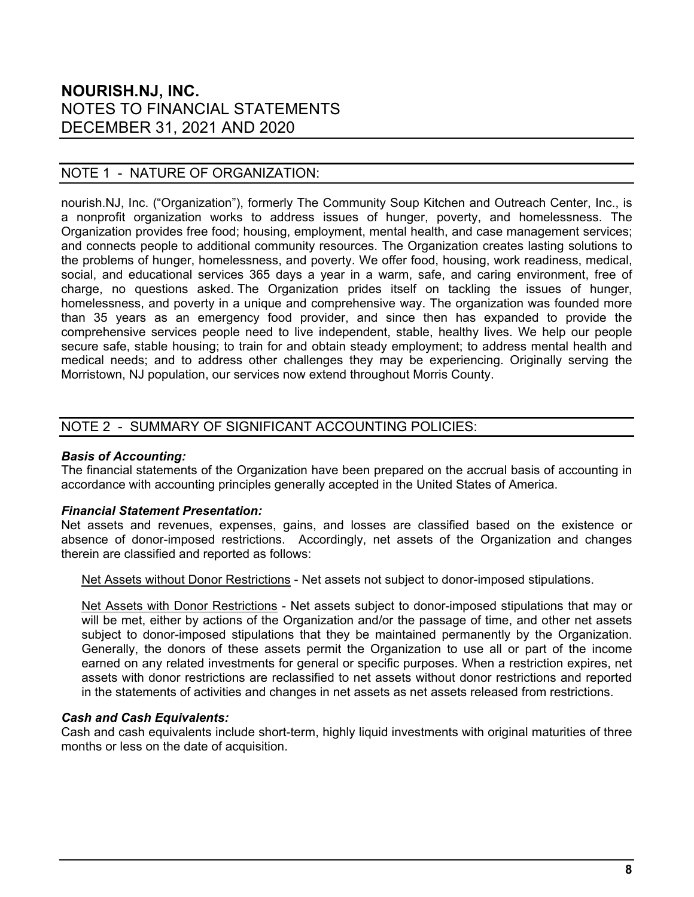# NOURISH.NJ, INC.
## NOTES TO FINANCIAL STATEMENTS
## DECEMBER 31, 2021 AND 2020

## NOTE 1 - NATURE OF ORGANIZATION:

nourish.NJ, Inc. ("Organization"), formerly The Community Soup Kitchen and Outreach Center, Inc., is a nonprofit organization works to address issues of hunger, poverty, and homelessness. The Organization provides free food; housing, employment, mental health, and case management services; and connects people to additional community resources. The Organization creates lasting solutions to the problems of hunger, homelessness, and poverty. We offer food, housing, work readiness, medical, social, and educational services 365 days a year in a warm, safe, and caring environment, free of charge, no questions asked. The Organization prides itself on tackling the issues of hunger, homelessness, and poverty in a unique and comprehensive way. The organization was founded more than 35 years as an emergency food provider, and since then has expanded to provide the comprehensive services people need to live independent, stable, healthy lives. We help our people secure safe, stable housing; to train for and obtain steady employment; to address mental health and medical needs; and to address other challenges they may be experiencing. Originally serving the Morristown, NJ population, our services now extend throughout Morris County.

## NOTE 2 - SUMMARY OF SIGNIFICANT ACCOUNTING POLICIES:

***Basis of Accounting:***
The financial statements of the Organization have been prepared on the accrual basis of accounting in accordance with accounting principles generally accepted in the United States of America.

***Financial Statement Presentation:***
Net assets and revenues, expenses, gains, and losses are classified based on the existence or absence of donor-imposed restrictions. Accordingly, net assets of the Organization and changes therein are classified and reported as follows:

Net Assets without Donor Restrictions - Net assets not subject to donor-imposed stipulations.

Net Assets with Donor Restrictions - Net assets subject to donor-imposed stipulations that may or will be met, either by actions of the Organization and/or the passage of time, and other net assets subject to donor-imposed stipulations that they be maintained permanently by the Organization. Generally, the donors of these assets permit the Organization to use all or part of the income earned on any related investments for general or specific purposes. When a restriction expires, net assets with donor restrictions are reclassified to net assets without donor restrictions and reported in the statements of activities and changes in net assets as net assets released from restrictions.

***Cash and Cash Equivalents:***
Cash and cash equivalents include short-term, highly liquid investments with original maturities of three months or less on the date of acquisition.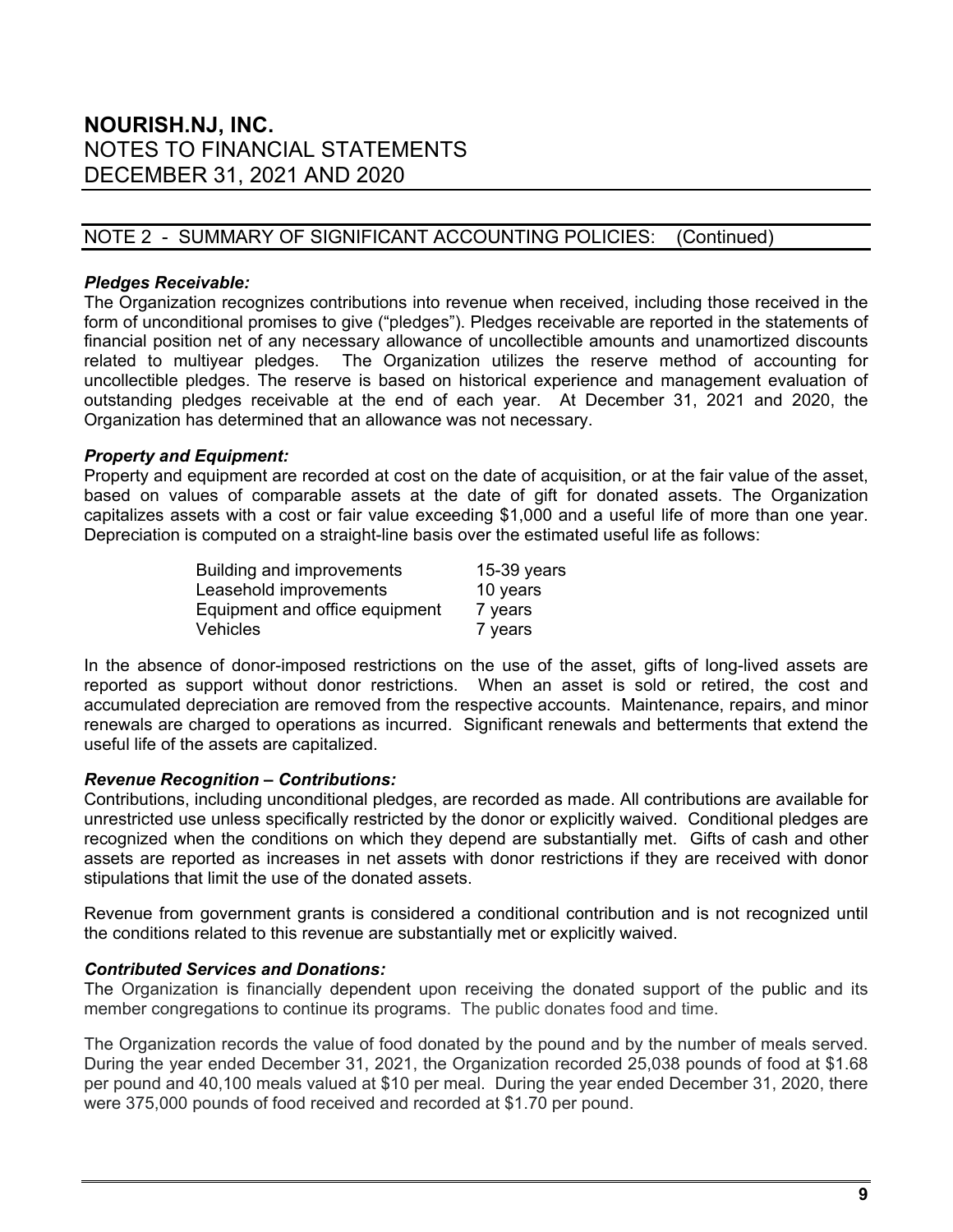# NOURISH.NJ, INC.
## NOTES TO FINANCIAL STATEMENTS
## DECEMBER 31, 2021 AND 2020

## NOTE 2 - SUMMARY OF SIGNIFICANT ACCOUNTING POLICIES: (Continued)

***Pledges Receivable:***
The Organization recognizes contributions into revenue when received, including those received in the form of unconditional promises to give ("pledges"). Pledges receivable are reported in the statements of financial position net of any necessary allowance of uncollectible amounts and unamortized discounts related to multiyear pledges. The Organization utilizes the reserve method of accounting for uncollectible pledges. The reserve is based on historical experience and management evaluation of outstanding pledges receivable at the end of each year. At December 31, 2021 and 2020, the Organization has determined that an allowance was not necessary.

***Property and Equipment:***
Property and equipment are recorded at cost on the date of acquisition, or at the fair value of the asset, based on values of comparable assets at the date of gift for donated assets. The Organization capitalizes assets with a cost or fair value exceeding $1,000 and a useful life of more than one year. Depreciation is computed on a straight-line basis over the estimated useful life as follows:

| | |
|---|---|
| Building and improvements | 15-39 years |
| Leasehold improvements | 10 years |
| Equipment and office equipment | 7 years |
| Vehicles | 7 years |

In the absence of donor-imposed restrictions on the use of the asset, gifts of long-lived assets are reported as support without donor restrictions. When an asset is sold or retired, the cost and accumulated depreciation are removed from the respective accounts. Maintenance, repairs, and minor renewals are charged to operations as incurred. Significant renewals and betterments that extend the useful life of the assets are capitalized.

***Revenue Recognition – Contributions:***
Contributions, including unconditional pledges, are recorded as made. All contributions are available for unrestricted use unless specifically restricted by the donor or explicitly waived. Conditional pledges are recognized when the conditions on which they depend are substantially met. Gifts of cash and other assets are reported as increases in net assets with donor restrictions if they are received with donor stipulations that limit the use of the donated assets.

Revenue from government grants is considered a conditional contribution and is not recognized until the conditions related to this revenue are substantially met or explicitly waived.

***Contributed Services and Donations:***
The Organization is financially dependent upon receiving the donated support of the public and its member congregations to continue its programs. The public donates food and time.

The Organization records the value of food donated by the pound and by the number of meals served. During the year ended December 31, 2021, the Organization recorded 25,038 pounds of food at $1.68 per pound and 40,100 meals valued at $10 per meal. During the year ended December 31, 2020, there were 375,000 pounds of food received and recorded at $1.70 per pound.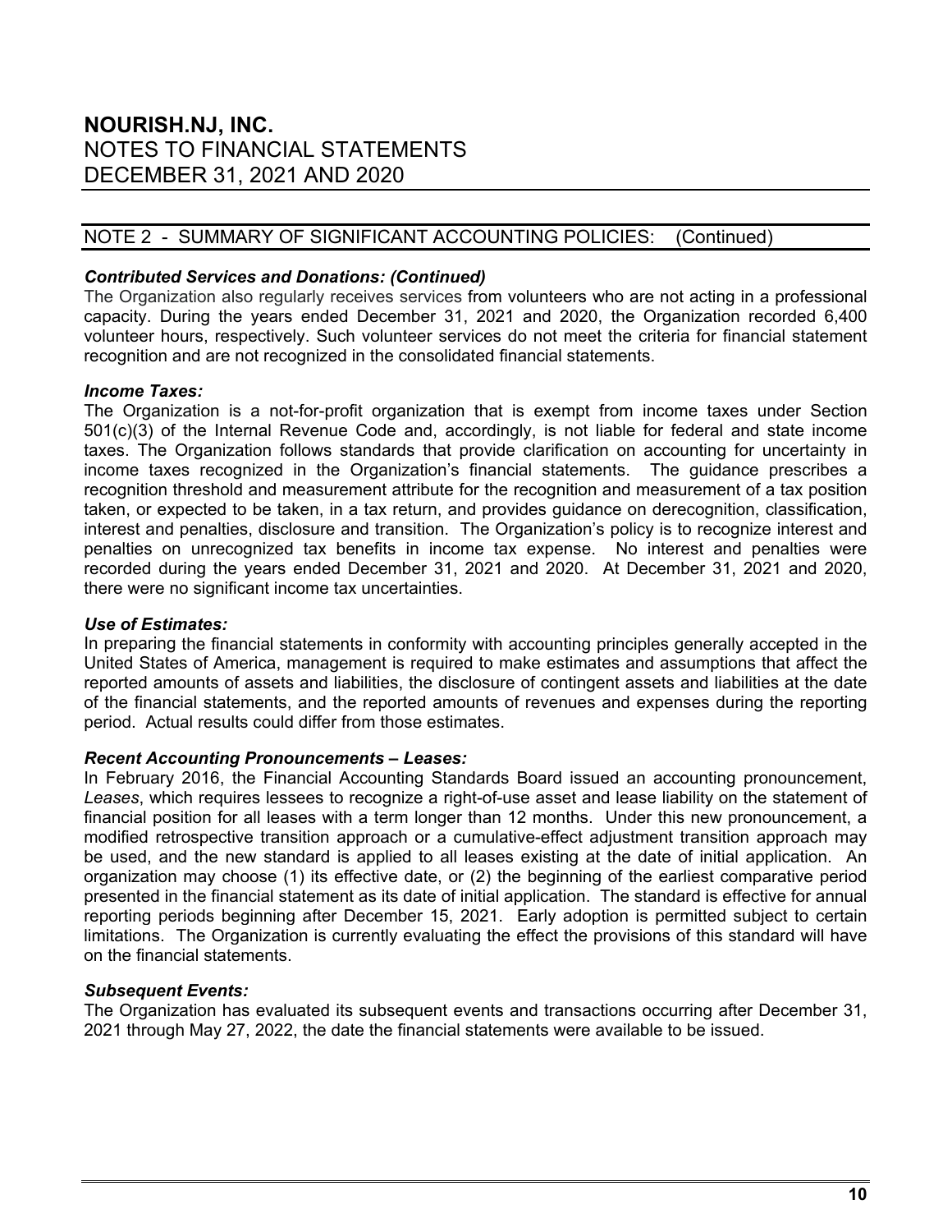# NOURISH.NJ, INC.
## NOTES TO FINANCIAL STATEMENTS
## DECEMBER 31, 2021 AND 2020

## NOTE 2 - SUMMARY OF SIGNIFICANT ACCOUNTING POLICIES: (Continued)

***Contributed Services and Donations: (Continued)***

The Organization also regularly receives services from volunteers who are not acting in a professional capacity. During the years ended December 31, 2021 and 2020, the Organization recorded 6,400 volunteer hours, respectively. Such volunteer services do not meet the criteria for financial statement recognition and are not recognized in the consolidated financial statements.

***Income Taxes:***

The Organization is a not-for-profit organization that is exempt from income taxes under Section 501(c)(3) of the Internal Revenue Code and, accordingly, is not liable for federal and state income taxes. The Organization follows standards that provide clarification on accounting for uncertainty in income taxes recognized in the Organization's financial statements. The guidance prescribes a recognition threshold and measurement attribute for the recognition and measurement of a tax position taken, or expected to be taken, in a tax return, and provides guidance on derecognition, classification, interest and penalties, disclosure and transition. The Organization's policy is to recognize interest and penalties on unrecognized tax benefits in income tax expense. No interest and penalties were recorded during the years ended December 31, 2021 and 2020. At December 31, 2021 and 2020, there were no significant income tax uncertainties.

***Use of Estimates:***

In preparing the financial statements in conformity with accounting principles generally accepted in the United States of America, management is required to make estimates and assumptions that affect the reported amounts of assets and liabilities, the disclosure of contingent assets and liabilities at the date of the financial statements, and the reported amounts of revenues and expenses during the reporting period. Actual results could differ from those estimates.

***Recent Accounting Pronouncements – Leases:***

In February 2016, the Financial Accounting Standards Board issued an accounting pronouncement, *Leases*, which requires lessees to recognize a right-of-use asset and lease liability on the statement of financial position for all leases with a term longer than 12 months. Under this new pronouncement, a modified retrospective transition approach or a cumulative-effect adjustment transition approach may be used, and the new standard is applied to all leases existing at the date of initial application. An organization may choose (1) its effective date, or (2) the beginning of the earliest comparative period presented in the financial statement as its date of initial application. The standard is effective for annual reporting periods beginning after December 15, 2021. Early adoption is permitted subject to certain limitations. The Organization is currently evaluating the effect the provisions of this standard will have on the financial statements.

***Subsequent Events:***

The Organization has evaluated its subsequent events and transactions occurring after December 31, 2021 through May 27, 2022, the date the financial statements were available to be issued.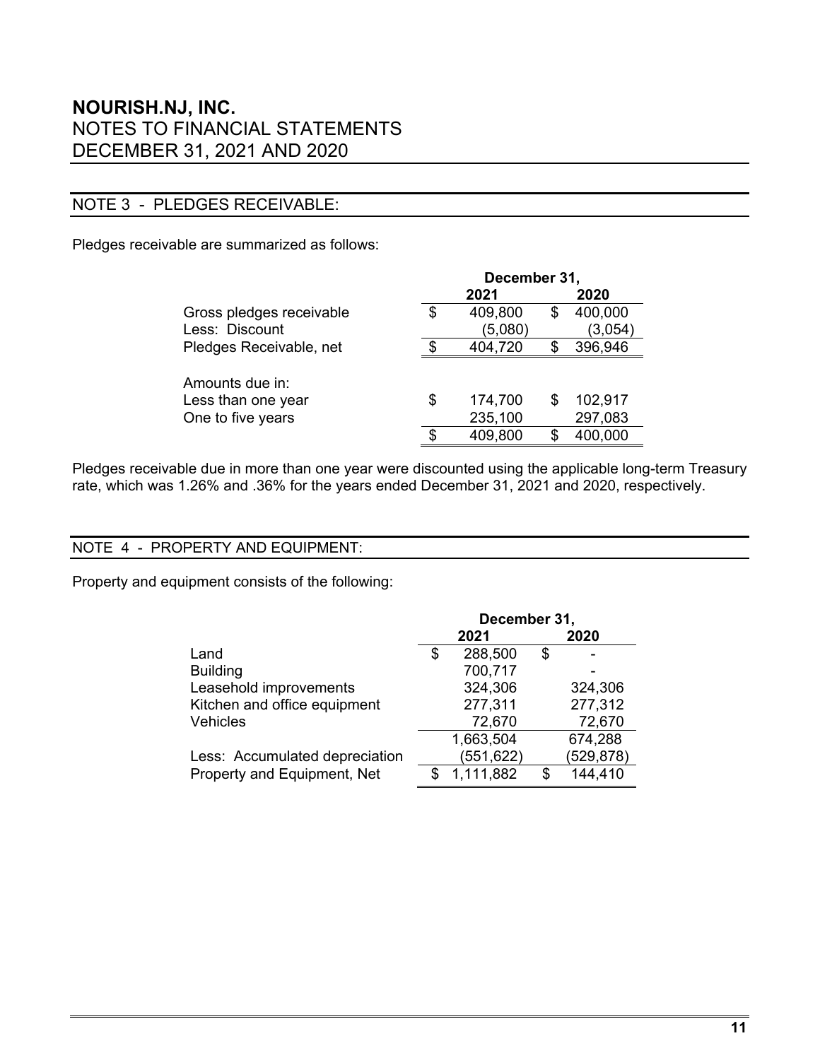# NOURISH.NJ, INC.
## NOTES TO FINANCIAL STATEMENTS
## DECEMBER 31, 2021 AND 2020

### NOTE 3 - PLEDGES RECEIVABLE:

Pledges receivable are summarized as follows:

| | December 31, | |
|---|---|---|
| | 2021 | 2020 |
| Gross pledges receivable | $ 409,800 | $ 400,000 |
| Less: Discount | (5,080) | (3,054) |
| Pledges Receivable, net | $ 404,720 | $ 396,946 |
| | | |
| Amounts due in: | | |
| Less than one year | $ 174,700 | $ 102,917 |
| One to five years | 235,100 | 297,083 |
| | $ 409,800 | $ 400,000 |

Pledges receivable due in more than one year were discounted using the applicable long-term Treasury rate, which was 1.26% and .36% for the years ended December 31, 2021 and 2020, respectively.

### NOTE 4 - PROPERTY AND EQUIPMENT:

Property and equipment consists of the following:

| | December 31, | |
|---|---|---|
| | 2021 | 2020 |
| Land | $ 288,500 | $ - |
| Building | 700,717 | - |
| Leasehold improvements | 324,306 | 324,306 |
| Kitchen and office equipment | 277,311 | 277,312 |
| Vehicles | 72,670 | 72,670 |
| | 1,663,504 | 674,288 |
| Less: Accumulated depreciation | (551,622) | (529,878) |
| Property and Equipment, Net | $ 1,111,882 | $ 144,410 |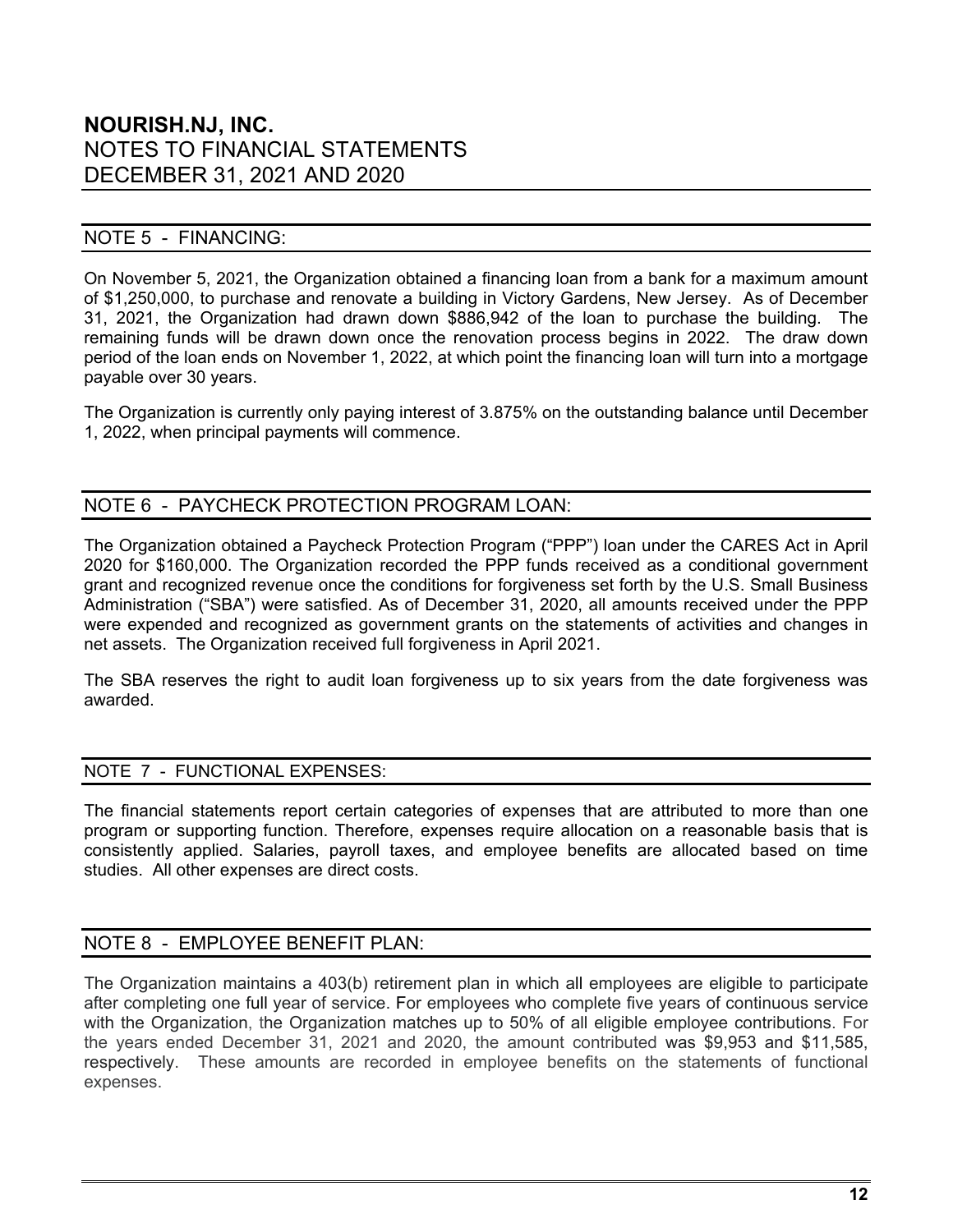## NOTE 5 - FINANCING:

On November 5, 2021, the Organization obtained a financing loan from a bank for a maximum amount of $1,250,000, to purchase and renovate a building in Victory Gardens, New Jersey. As of December 31, 2021, the Organization had drawn down $886,942 of the loan to purchase the building. The remaining funds will be drawn down once the renovation process begins in 2022. The draw down period of the loan ends on November 1, 2022, at which point the financing loan will turn into a mortgage payable over 30 years.

The Organization is currently only paying interest of 3.875% on the outstanding balance until December 1, 2022, when principal payments will commence.

## NOTE 6 - PAYCHECK PROTECTION PROGRAM LOAN:

The Organization obtained a Paycheck Protection Program ("PPP") loan under the CARES Act in April 2020 for $160,000. The Organization recorded the PPP funds received as a conditional government grant and recognized revenue once the conditions for forgiveness set forth by the U.S. Small Business Administration ("SBA") were satisfied. As of December 31, 2020, all amounts received under the PPP were expended and recognized as government grants on the statements of activities and changes in net assets. The Organization received full forgiveness in April 2021.

The SBA reserves the right to audit loan forgiveness up to six years from the date forgiveness was awarded.

## NOTE 7 - FUNCTIONAL EXPENSES:

The financial statements report certain categories of expenses that are attributed to more than one program or supporting function. Therefore, expenses require allocation on a reasonable basis that is consistently applied. Salaries, payroll taxes, and employee benefits are allocated based on time studies. All other expenses are direct costs.

## NOTE 8 - EMPLOYEE BENEFIT PLAN:

The Organization maintains a 403(b) retirement plan in which all employees are eligible to participate after completing one full year of service. For employees who complete five years of continuous service with the Organization, the Organization matches up to 50% of all eligible employee contributions. For the years ended December 31, 2021 and 2020, the amount contributed was $9,953 and $11,585, respectively. These amounts are recorded in employee benefits on the statements of functional expenses.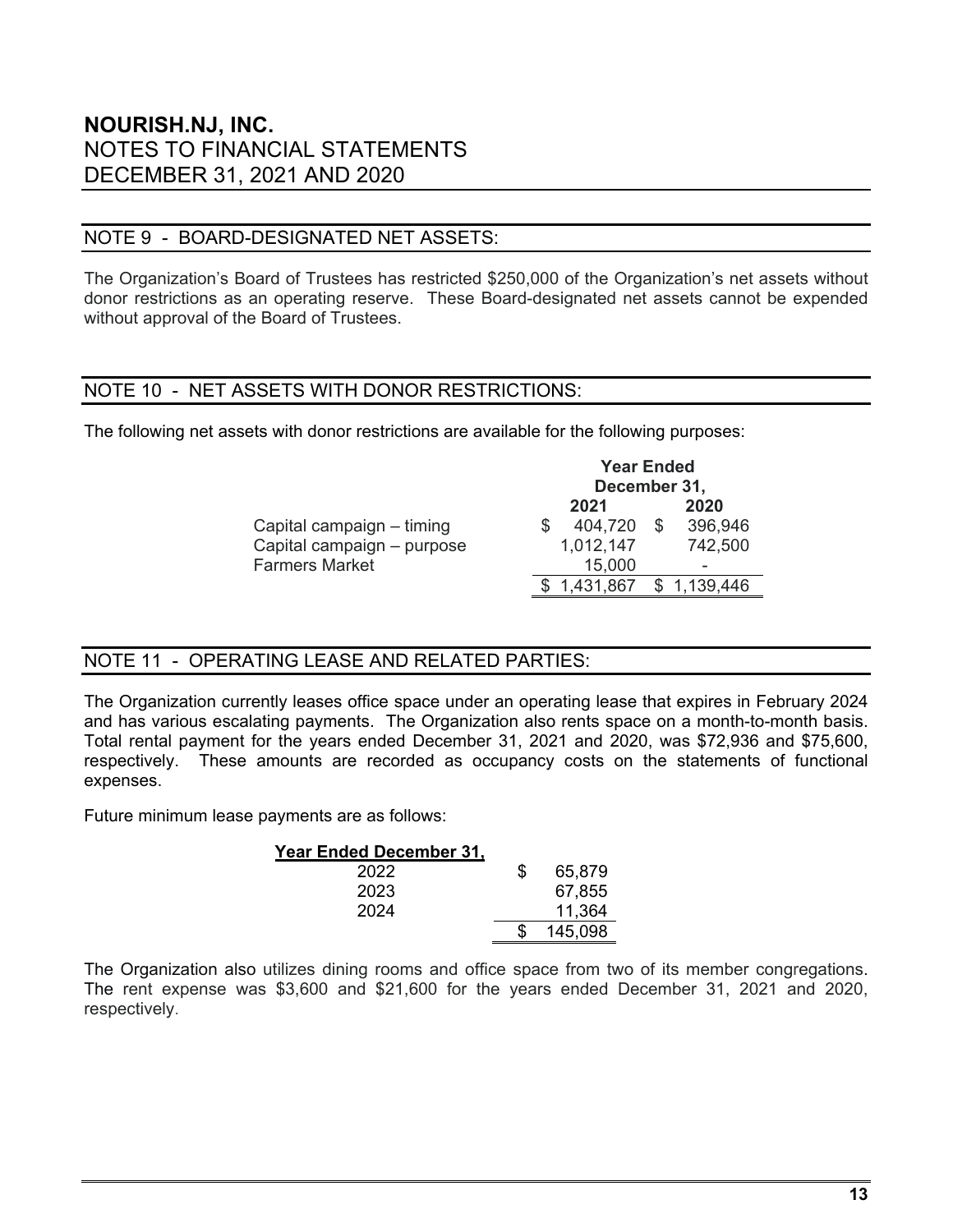# NOURISH.NJ, INC.
## NOTES TO FINANCIAL STATEMENTS
## DECEMBER 31, 2021 AND 2020

## NOTE 9 - BOARD-DESIGNATED NET ASSETS:

The Organization's Board of Trustees has restricted $250,000 of the Organization's net assets without donor restrictions as an operating reserve. These Board-designated net assets cannot be expended without approval of the Board of Trustees.

## NOTE 10 - NET ASSETS WITH DONOR RESTRICTIONS:

The following net assets with donor restrictions are available for the following purposes:

| | Year Ended December 31, | |
|---|---|---|
| | 2021 | 2020 |
| Capital campaign – timing | $ 404,720 | $ 396,946 |
| Capital campaign – purpose | 1,012,147 | 742,500 |
| Farmers Market | 15,000 | - |
| | $ 1,431,867 | $ 1,139,446 |

## NOTE 11 - OPERATING LEASE AND RELATED PARTIES:

The Organization currently leases office space under an operating lease that expires in February 2024 and has various escalating payments. The Organization also rents space on a month-to-month basis. Total rental payment for the years ended December 31, 2021 and 2020, was $72,936 and $75,600, respectively. These amounts are recorded as occupancy costs on the statements of functional expenses.

Future minimum lease payments are as follows:

| Year Ended December 31, | |
|---|---|
| 2022 | $ 65,879 |
| 2023 | 67,855 |
| 2024 | 11,364 |
| | $ 145,098 |

The Organization also utilizes dining rooms and office space from two of its member congregations. The rent expense was $3,600 and $21,600 for the years ended December 31, 2021 and 2020, respectively.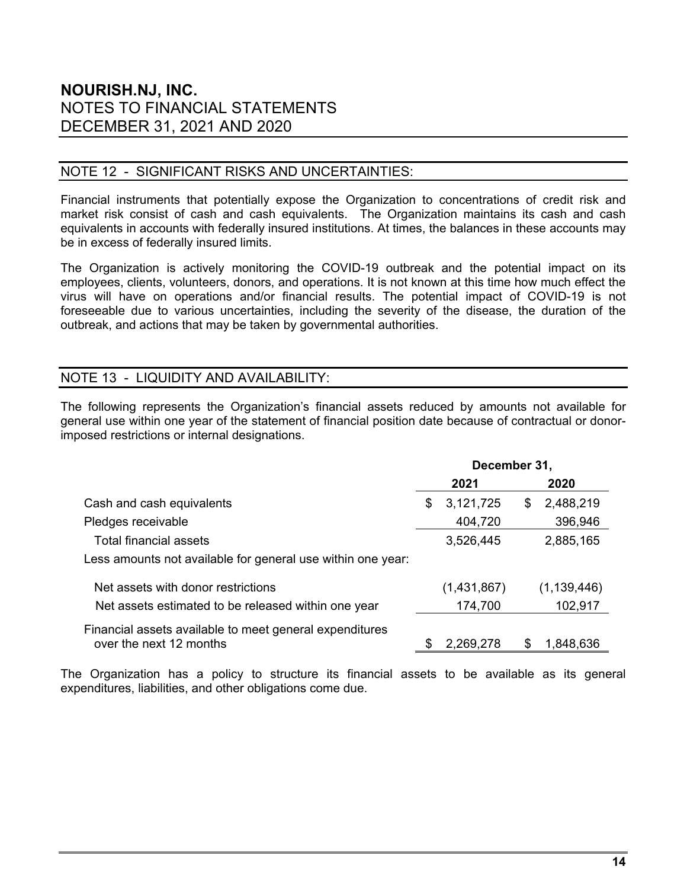# NOURISH.NJ, INC.
## NOTES TO FINANCIAL STATEMENTS
## DECEMBER 31, 2021 AND 2020

### NOTE 12 - SIGNIFICANT RISKS AND UNCERTAINTIES:

Financial instruments that potentially expose the Organization to concentrations of credit risk and market risk consist of cash and cash equivalents. The Organization maintains its cash and cash equivalents in accounts with federally insured institutions. At times, the balances in these accounts may be in excess of federally insured limits.

The Organization is actively monitoring the COVID-19 outbreak and the potential impact on its employees, clients, volunteers, donors, and operations. It is not known at this time how much effect the virus will have on operations and/or financial results. The potential impact of COVID-19 is not foreseeable due to various uncertainties, including the severity of the disease, the duration of the outbreak, and actions that may be taken by governmental authorities.

### NOTE 13 - LIQUIDITY AND AVAILABILITY:

The following represents the Organization's financial assets reduced by amounts not available for general use within one year of the statement of financial position date because of contractual or donor-imposed restrictions or internal designations.

| | December 31, 2021 | December 31, 2020 |
|---|---|---|
| Cash and cash equivalents | $ 3,121,725 | $ 2,488,219 |
| Pledges receivable | 404,720 | 396,946 |
| Total financial assets | 3,526,445 | 2,885,165 |
| Less amounts not available for general use within one year: | | |
| Net assets with donor restrictions | (1,431,867) | (1,139,446) |
| Net assets estimated to be released within one year | 174,700 | 102,917 |
| Financial assets available to meet general expenditures over the next 12 months | $ 2,269,278 | $ 1,848,636 |

The Organization has a policy to structure its financial assets to be available as its general expenditures, liabilities, and other obligations come due.